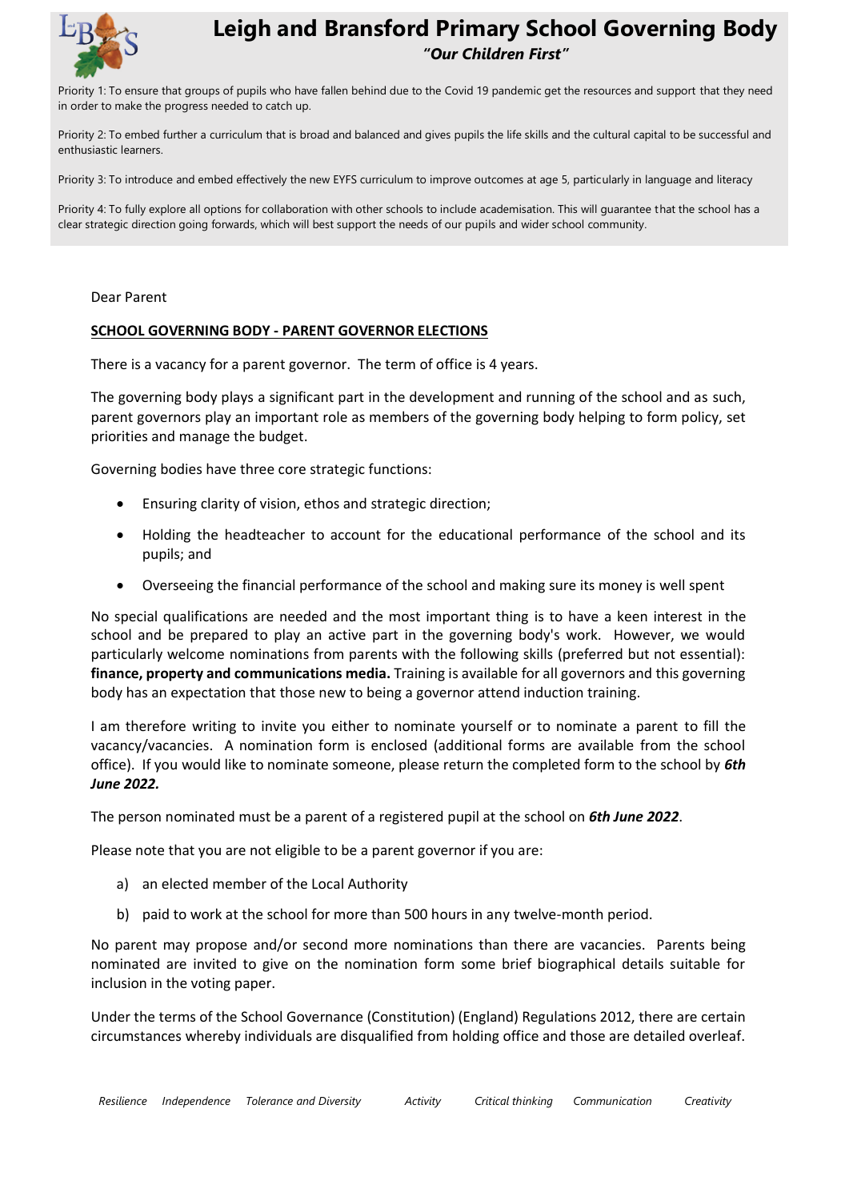# Leigh and Bransford Primary School Governing Body

***"Our Children First"***

Priority 1: To ensure that groups of pupils who have fallen behind due to the Covid 19 pandemic get the resources and support that they need in order to make the progress needed to catch up.

Priority 2: To embed further a curriculum that is broad and balanced and gives pupils the life skills and the cultural capital to be successful and enthusiastic learners.

Priority 3: To introduce and embed effectively the new EYFS curriculum to improve outcomes at age 5, particularly in language and literacy

Priority 4: To fully explore all options for collaboration with other schools to include academisation. This will guarantee that the school has a clear strategic direction going forwards, which will best support the needs of our pupils and wider school community.

Dear Parent

**SCHOOL GOVERNING BODY - PARENT GOVERNOR ELECTIONS**

There is a vacancy for a parent governor. The term of office is 4 years.

The governing body plays a significant part in the development and running of the school and as such, parent governors play an important role as members of the governing body helping to form policy, set priorities and manage the budget.

Governing bodies have three core strategic functions:

- Ensuring clarity of vision, ethos and strategic direction;
- Holding the headteacher to account for the educational performance of the school and its pupils; and
- Overseeing the financial performance of the school and making sure its money is well spent

No special qualifications are needed and the most important thing is to have a keen interest in the school and be prepared to play an active part in the governing body's work. However, we would particularly welcome nominations from parents with the following skills (preferred but not essential): **finance, property and communications media.** Training is available for all governors and this governing body has an expectation that those new to being a governor attend induction training.

I am therefore writing to invite you either to nominate yourself or to nominate a parent to fill the vacancy/vacancies. A nomination form is enclosed (additional forms are available from the school office). If you would like to nominate someone, please return the completed form to the school by ***6th June 2022.***

The person nominated must be a parent of a registered pupil at the school on ***6th June 2022***.

Please note that you are not eligible to be a parent governor if you are:

a) an elected member of the Local Authority

b) paid to work at the school for more than 500 hours in any twelve-month period.

No parent may propose and/or second more nominations than there are vacancies. Parents being nominated are invited to give on the nomination form some brief biographical details suitable for inclusion in the voting paper.

Under the terms of the School Governance (Constitution) (England) Regulations 2012, there are certain circumstances whereby individuals are disqualified from holding office and those are detailed overleaf.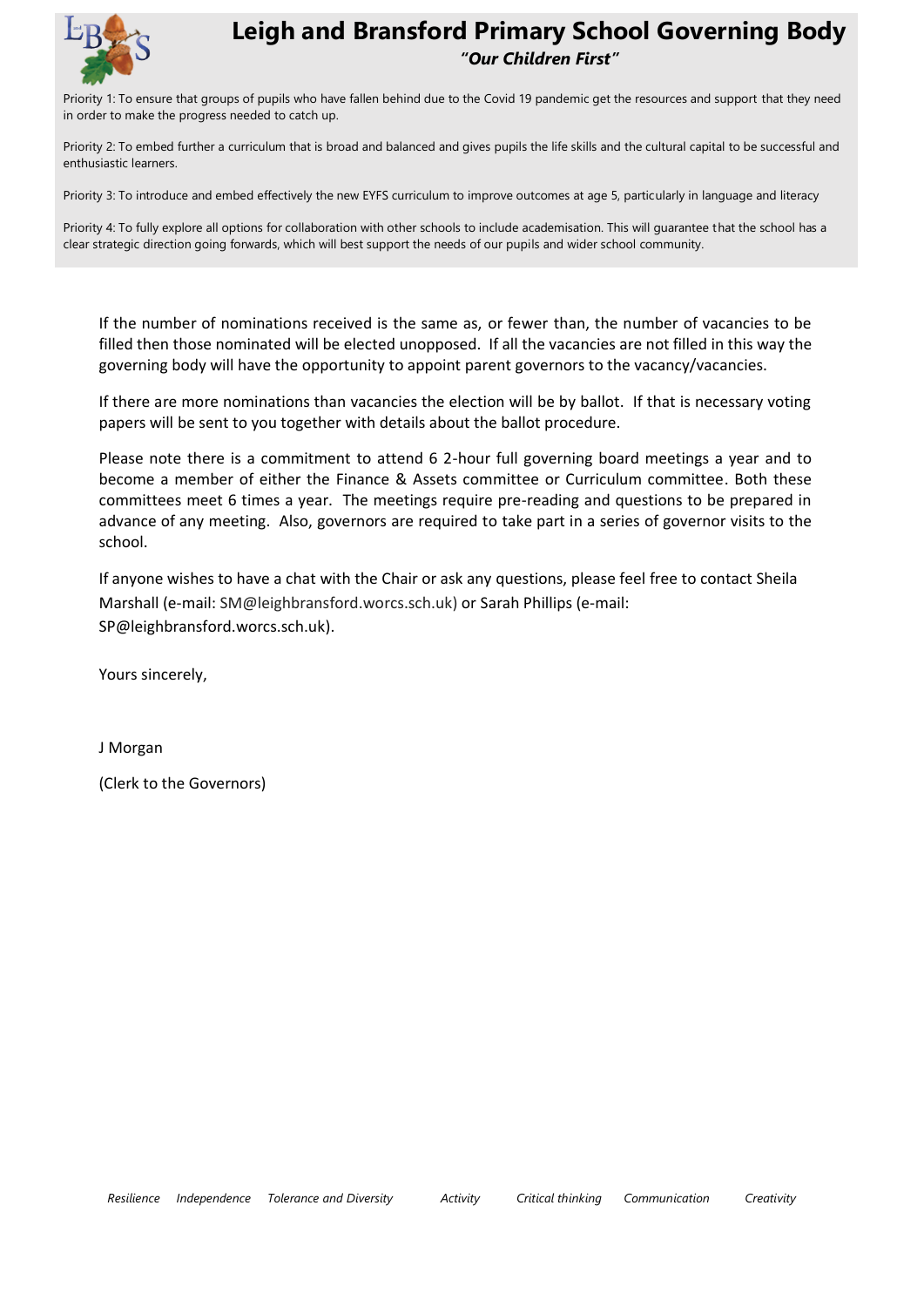# Leigh and Bransford Primary School Governing Body

***"Our Children First"***

Priority 1: To ensure that groups of pupils who have fallen behind due to the Covid 19 pandemic get the resources and support that they need in order to make the progress needed to catch up.

Priority 2: To embed further a curriculum that is broad and balanced and gives pupils the life skills and the cultural capital to be successful and enthusiastic learners.

Priority 3: To introduce and embed effectively the new EYFS curriculum to improve outcomes at age 5, particularly in language and literacy

Priority 4: To fully explore all options for collaboration with other schools to include academisation. This will guarantee that the school has a clear strategic direction going forwards, which will best support the needs of our pupils and wider school community.

If the number of nominations received is the same as, or fewer than, the number of vacancies to be filled then those nominated will be elected unopposed. If all the vacancies are not filled in this way the governing body will have the opportunity to appoint parent governors to the vacancy/vacancies.

If there are more nominations than vacancies the election will be by ballot. If that is necessary voting papers will be sent to you together with details about the ballot procedure.

Please note there is a commitment to attend 6 2-hour full governing board meetings a year and to become a member of either the Finance & Assets committee or Curriculum committee. Both these committees meet 6 times a year. The meetings require pre-reading and questions to be prepared in advance of any meeting. Also, governors are required to take part in a series of governor visits to the school.

If anyone wishes to have a chat with the Chair or ask any questions, please feel free to contact Sheila Marshall (e-mail: SM@leighbransford.worcs.sch.uk) or Sarah Phillips (e-mail: SP@leighbransford.worcs.sch.uk).

Yours sincerely,

J Morgan

(Clerk to the Governors)

*Resilience* *Independence* *Tolerance and Diversity* *Activity* *Critical thinking* *Communication* *Creativity*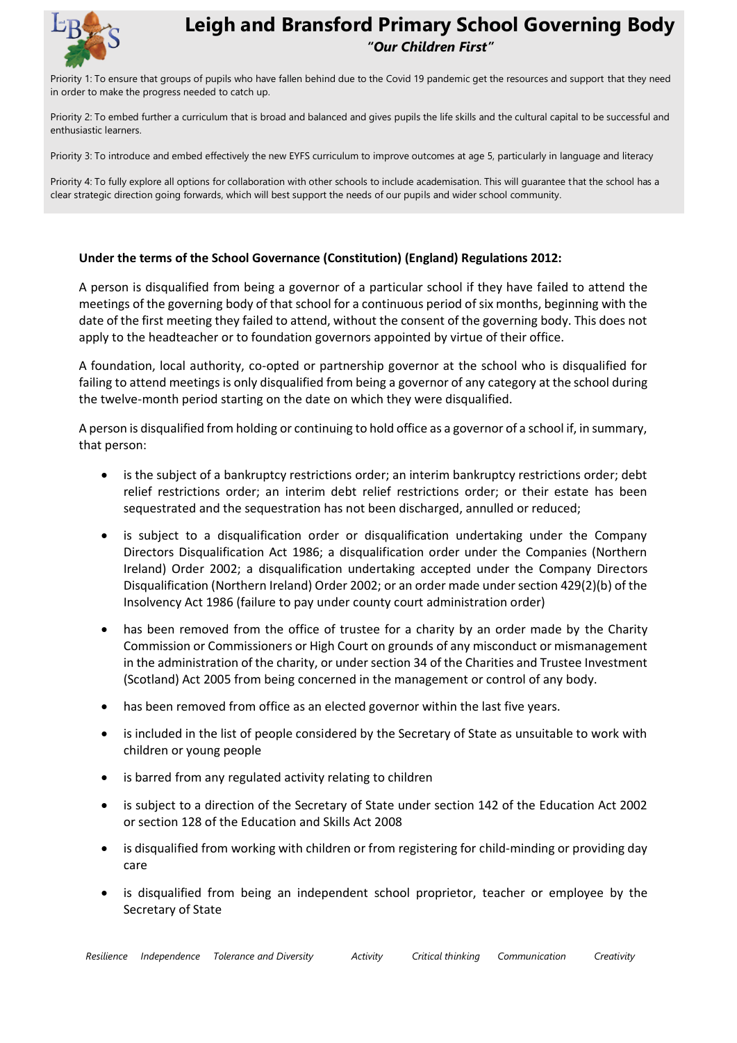Under the terms of the School Governance (Constitution) (England) Regulations 2012:

**Under the terms of the School Governance (Constitution) (England) Regulations 2012:**

A person is disqualified from being a governor of a particular school if they have failed to attend the meetings of the governing body of that school for a continuous period of six months, beginning with the date of the first meeting they failed to attend, without the consent of the governing body. This does not apply to the headteacher or to foundation governors appointed by virtue of their office.

A foundation, local authority, co-opted or partnership governor at the school who is disqualified for failing to attend meetings is only disqualified from being a governor of any category at the school during the twelve-month period starting on the date on which they were disqualified.

A person is disqualified from holding or continuing to hold office as a governor of a school if, in summary, that person:

- is the subject of a bankruptcy restrictions order; an interim bankruptcy restrictions order; debt relief restrictions order; an interim debt relief restrictions order; or their estate has been sequestrated and the sequestration has not been discharged, annulled or reduced;
- is subject to a disqualification order or disqualification undertaking under the Company Directors Disqualification Act 1986; a disqualification order under the Companies (Northern Ireland) Order 2002; a disqualification undertaking accepted under the Company Directors Disqualification (Northern Ireland) Order 2002; or an order made under section 429(2)(b) of the Insolvency Act 1986 (failure to pay under county court administration order)
- has been removed from the office of trustee for a charity by an order made by the Charity Commission or Commissioners or High Court on grounds of any misconduct or mismanagement in the administration of the charity, or under section 34 of the Charities and Trustee Investment (Scotland) Act 2005 from being concerned in the management or control of any body.
- has been removed from office as an elected governor within the last five years.
- is included in the list of people considered by the Secretary of State as unsuitable to work with children or young people
- is barred from any regulated activity relating to children
- is subject to a direction of the Secretary of State under section 142 of the Education Act 2002 or section 128 of the Education and Skills Act 2008
- is disqualified from working with children or from registering for child-minding or providing day care
- is disqualified from being an independent school proprietor, teacher or employee by the Secretary of State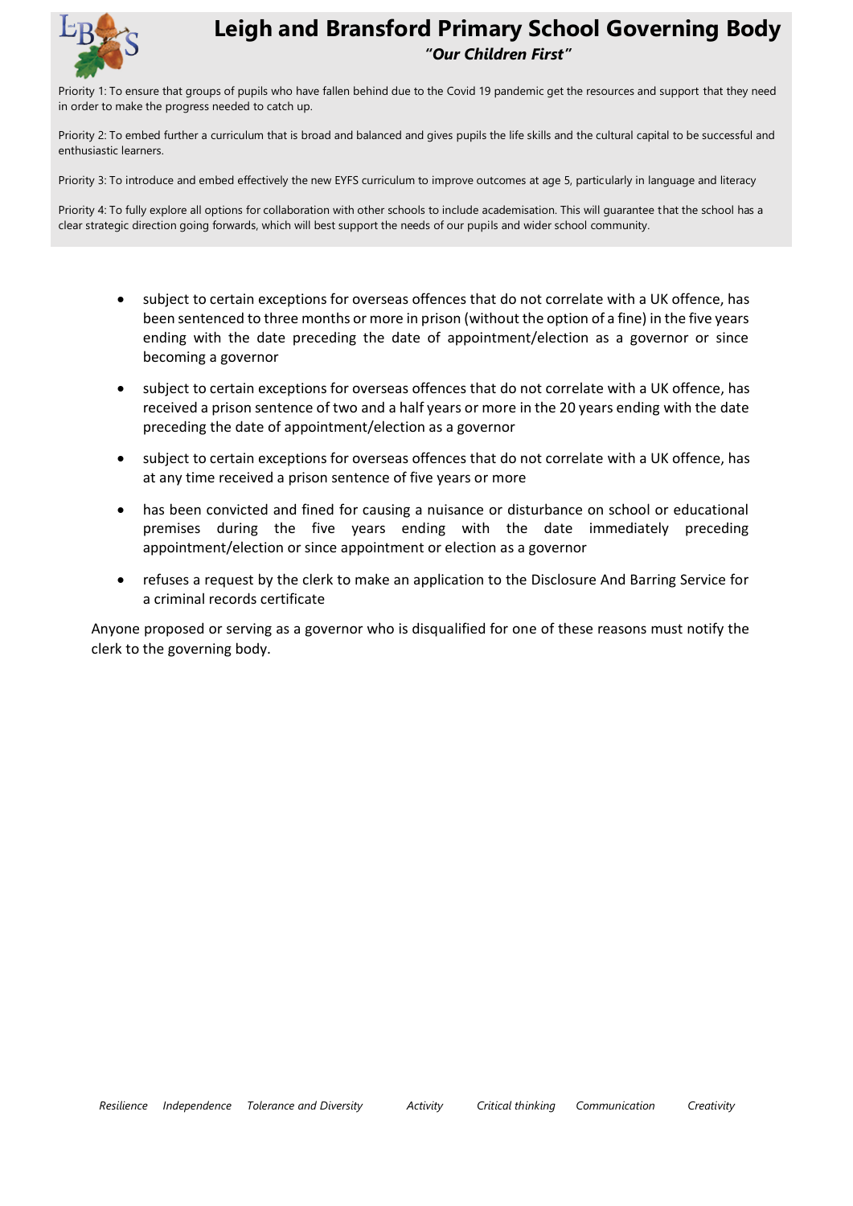- subject to certain exceptions for overseas offences that do not correlate with a UK offence, has been sentenced to three months or more in prison (without the option of a fine) in the five years ending with the date preceding the date of appointment/election as a governor or since becoming a governor
- subject to certain exceptions for overseas offences that do not correlate with a UK offence, has received a prison sentence of two and a half years or more in the 20 years ending with the date preceding the date of appointment/election as a governor
- subject to certain exceptions for overseas offences that do not correlate with a UK offence, has at any time received a prison sentence of five years or more
- has been convicted and fined for causing a nuisance or disturbance on school or educational premises during the five years ending with the date immediately preceding appointment/election or since appointment or election as a governor
- refuses a request by the clerk to make an application to the Disclosure And Barring Service for a criminal records certificate

Anyone proposed or serving as a governor who is disqualified for one of these reasons must notify the clerk to the governing body.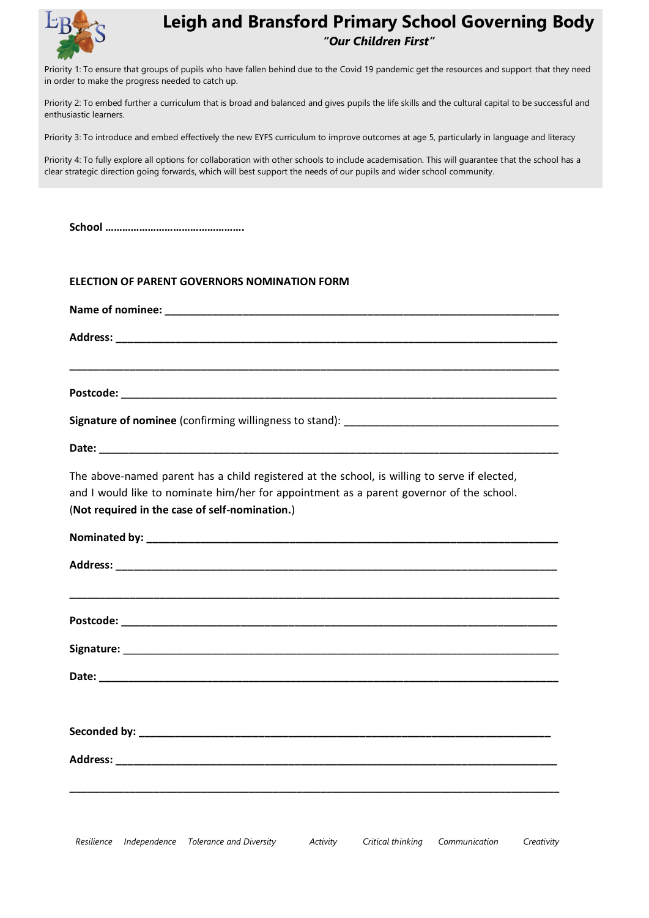# Leigh and Bransford Primary School Governing Body

***"Our Children First"***

Priority 1: To ensure that groups of pupils who have fallen behind due to the Covid 19 pandemic get the resources and support that they need in order to make the progress needed to catch up.

Priority 2: To embed further a curriculum that is broad and balanced and gives pupils the life skills and the cultural capital to be successful and enthusiastic learners.

Priority 3: To introduce and embed effectively the new EYFS curriculum to improve outcomes at age 5, particularly in language and literacy

Priority 4: To fully explore all options for collaboration with other schools to include academisation. This will guarantee that the school has a clear strategic direction going forwards, which will best support the needs of our pupils and wider school community.

**School ……………………………………….**

**ELECTION OF PARENT GOVERNORS NOMINATION FORM**

**Name of nominee:** ____________________________________________________________

**Address:** ____________________________________________________________

____________________________________________________________

**Postcode:** ____________________________________________________________

**Signature of nominee** (confirming willingness to stand): ________________________________

**Date:** ____________________________________________________________

The above-named parent has a child registered at the school, is willing to serve if elected, and I would like to nominate him/her for appointment as a parent governor of the school. (**Not required in the case of self-nomination.**)

**Nominated by:** ____________________________________________________________

**Address:** ____________________________________________________________

____________________________________________________________

**Postcode:** ____________________________________________________________

**Signature:** ____________________________________________________________

**Date:** ____________________________________________________________

**Seconded by:** ____________________________________________________________

**Address:** ____________________________________________________________

____________________________________________________________

*Resilience   Independence   Tolerance and Diversity   Activity   Critical thinking   Communication   Creativity*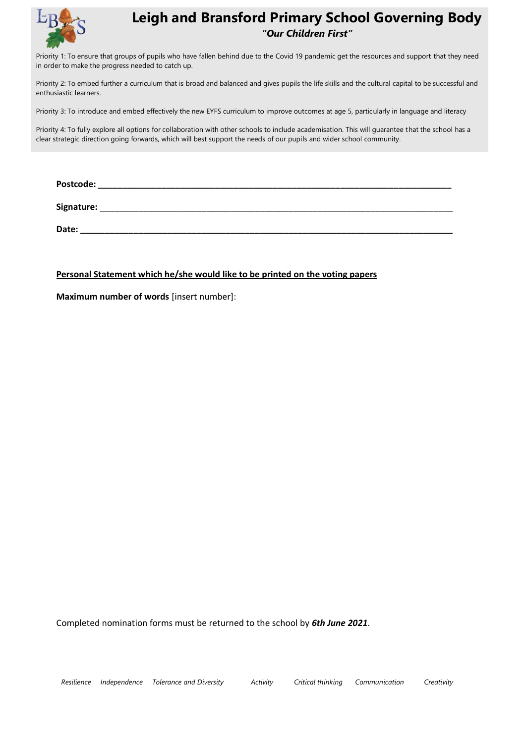# Leigh and Bransford Primary School Governing Body

***"Our Children First"***

Priority 1: To ensure that groups of pupils who have fallen behind due to the Covid 19 pandemic get the resources and support that they need in order to make the progress needed to catch up.

Priority 2: To embed further a curriculum that is broad and balanced and gives pupils the life skills and the cultural capital to be successful and enthusiastic learners.

Priority 3: To introduce and embed effectively the new EYFS curriculum to improve outcomes at age 5, particularly in language and literacy

Priority 4: To fully explore all options for collaboration with other schools to include academisation. This will guarantee that the school has a clear strategic direction going forwards, which will best support the needs of our pupils and wider school community.

**Postcode: ___________________________________________________________________________**

**Signature:** ___________________________________________________________________________

**Date: ______________________________________________________________________________**

**Personal Statement which he/she would like to be printed on the voting papers**

**Maximum number of words** [insert number]:

Completed nomination forms must be returned to the school by ***6th June 2021***.

*Resilience* *Independence* *Tolerance and Diversity* *Activity* *Critical thinking* *Communication* *Creativity*